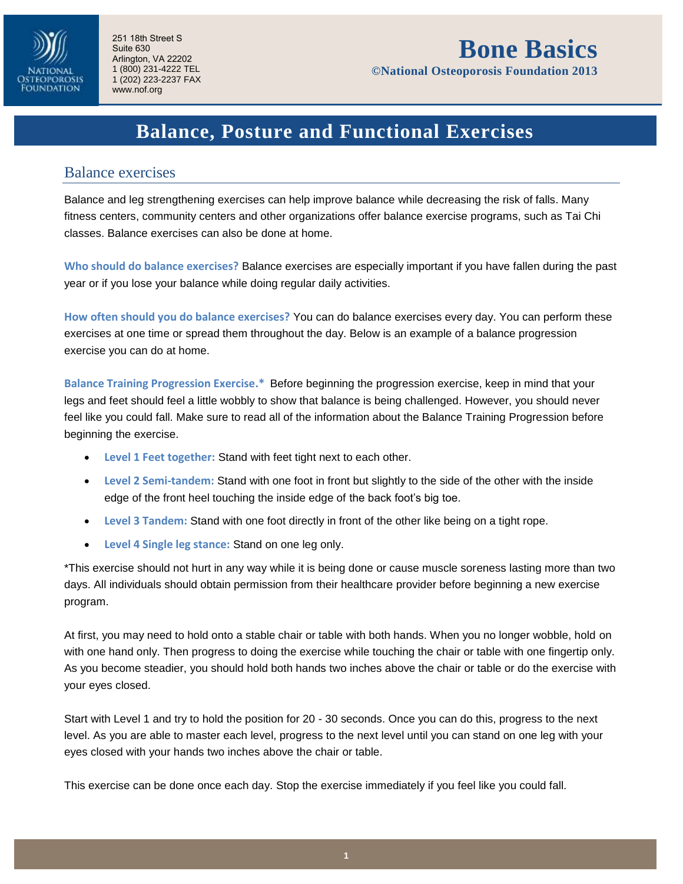251 18th Street S
Suite 630
Arlington, VA 22202
1 (800) 231-4222 TEL
1 (202) 223-2237 FAX
www.nof.org

# Bone Basics

**©National Osteoporosis Foundation 2013**

# Balance, Posture and Functional Exercises

## Balance exercises

Balance and leg strengthening exercises can help improve balance while decreasing the risk of falls. Many fitness centers, community centers and other organizations offer balance exercise programs, such as Tai Chi classes. Balance exercises can also be done at home.

**Who should do balance exercises?** Balance exercises are especially important if you have fallen during the past year or if you lose your balance while doing regular daily activities.

**How often should you do balance exercises?** You can do balance exercises every day. You can perform these exercises at one time or spread them throughout the day. Below is an example of a balance progression exercise you can do at home.

**Balance Training Progression Exercise.*** Before beginning the progression exercise, keep in mind that your legs and feet should feel a little wobbly to show that balance is being challenged. However, you should never feel like you could fall. Make sure to read all of the information about the Balance Training Progression before beginning the exercise.

- **Level 1 Feet together:** Stand with feet tight next to each other.
- **Level 2 Semi-tandem:** Stand with one foot in front but slightly to the side of the other with the inside edge of the front heel touching the inside edge of the back foot's big toe.
- **Level 3 Tandem:** Stand with one foot directly in front of the other like being on a tight rope.
- **Level 4 Single leg stance:** Stand on one leg only.

*This exercise should not hurt in any way while it is being done or cause muscle soreness lasting more than two days. All individuals should obtain permission from their healthcare provider before beginning a new exercise program.

At first, you may need to hold onto a stable chair or table with both hands. When you no longer wobble, hold on with one hand only. Then progress to doing the exercise while touching the chair or table with one fingertip only. As you become steadier, you should hold both hands two inches above the chair or table or do the exercise with your eyes closed.

Start with Level 1 and try to hold the position for 20 - 30 seconds. Once you can do this, progress to the next level. As you are able to master each level, progress to the next level until you can stand on one leg with your eyes closed with your hands two inches above the chair or table.

This exercise can be done once each day. Stop the exercise immediately if you feel like you could fall.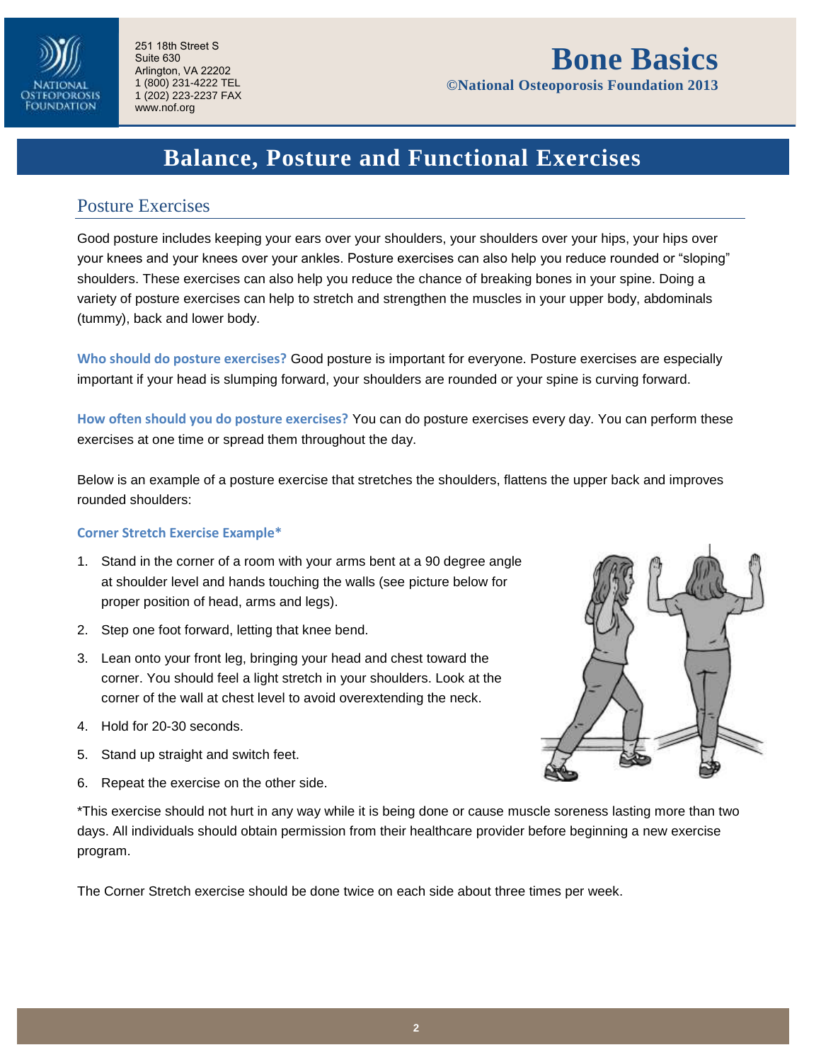# Balance, Posture and Functional Exercises

## Posture Exercises

Good posture includes keeping your ears over your shoulders, your shoulders over your hips, your hips over your knees and your knees over your ankles. Posture exercises can also help you reduce rounded or "sloping" shoulders. These exercises can also help you reduce the chance of breaking bones in your spine. Doing a variety of posture exercises can help to stretch and strengthen the muscles in your upper body, abdominals (tummy), back and lower body.

**Who should do posture exercises?** Good posture is important for everyone. Posture exercises are especially important if your head is slumping forward, your shoulders are rounded or your spine is curving forward.

**How often should you do posture exercises?** You can do posture exercises every day. You can perform these exercises at one time or spread them throughout the day.

Below is an example of a posture exercise that stretches the shoulders, flattens the upper back and improves rounded shoulders:

### Corner Stretch Exercise Example*

1. Stand in the corner of a room with your arms bent at a 90 degree angle at shoulder level and hands touching the walls (see picture below for proper position of head, arms and legs).
2. Step one foot forward, letting that knee bend.
3. Lean onto your front leg, bringing your head and chest toward the corner. You should feel a light stretch in your shoulders. Look at the corner of the wall at chest level to avoid overextending the neck.
4. Hold for 20-30 seconds.
5. Stand up straight and switch feet.
6. Repeat the exercise on the other side.

*This exercise should not hurt in any way while it is being done or cause muscle soreness lasting more than two days. All individuals should obtain permission from their healthcare provider before beginning a new exercise program.

The Corner Stretch exercise should be done twice on each side about three times per week.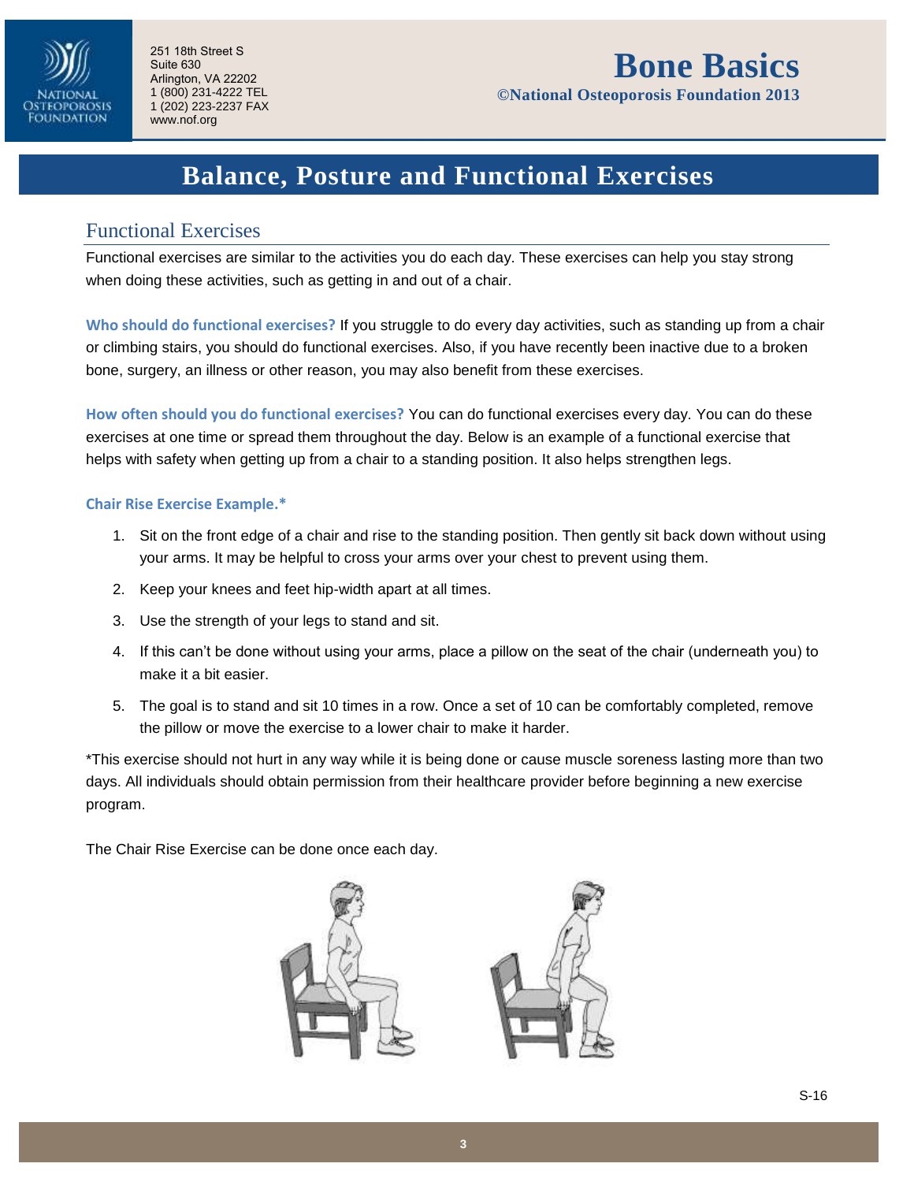# Balance, Posture and Functional Exercises

## Functional Exercises

Functional exercises are similar to the activities you do each day. These exercises can help you stay strong when doing these activities, such as getting in and out of a chair.

**Who should do functional exercises?** If you struggle to do every day activities, such as standing up from a chair or climbing stairs, you should do functional exercises. Also, if you have recently been inactive due to a broken bone, surgery, an illness or other reason, you may also benefit from these exercises.

**How often should you do functional exercises?** You can do functional exercises every day. You can do these exercises at one time or spread them throughout the day. Below is an example of a functional exercise that helps with safety when getting up from a chair to a standing position. It also helps strengthen legs.

**Chair Rise Exercise Example.***

1. Sit on the front edge of a chair and rise to the standing position. Then gently sit back down without using your arms. It may be helpful to cross your arms over your chest to prevent using them.
2. Keep your knees and feet hip-width apart at all times.
3. Use the strength of your legs to stand and sit.
4. If this can't be done without using your arms, place a pillow on the seat of the chair (underneath you) to make it a bit easier.
5. The goal is to stand and sit 10 times in a row. Once a set of 10 can be comfortably completed, remove the pillow or move the exercise to a lower chair to make it harder.

*This exercise should not hurt in any way while it is being done or cause muscle soreness lasting more than two days. All individuals should obtain permission from their healthcare provider before beginning a new exercise program.

The Chair Rise Exercise can be done once each day.

S-16